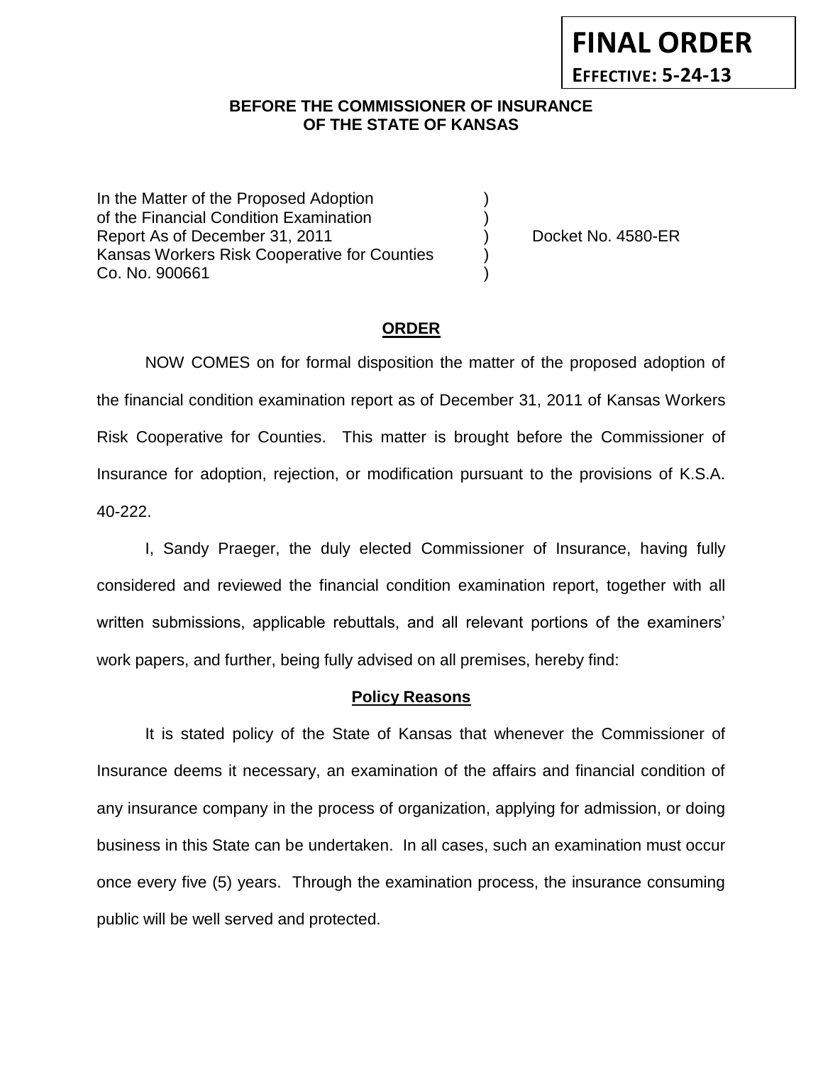**FINAL ORDER**

**EFFECTIVE: 5-24-13**

**BEFORE THE COMMISSIONER OF INSURANCE OF THE STATE OF KANSAS**

In the Matter of the Proposed Adoption )
of the Financial Condition Examination )
Report As of December 31, 2011 ) Docket No. 4580-ER
Kansas Workers Risk Cooperative for Counties )
Co. No. 900661 )

## ORDER

NOW COMES on for formal disposition the matter of the proposed adoption of the financial condition examination report as of December 31, 2011 of Kansas Workers Risk Cooperative for Counties. This matter is brought before the Commissioner of Insurance for adoption, rejection, or modification pursuant to the provisions of K.S.A. 40-222.

I, Sandy Praeger, the duly elected Commissioner of Insurance, having fully considered and reviewed the financial condition examination report, together with all written submissions, applicable rebuttals, and all relevant portions of the examiners' work papers, and further, being fully advised on all premises, hereby find:

### Policy Reasons

It is stated policy of the State of Kansas that whenever the Commissioner of Insurance deems it necessary, an examination of the affairs and financial condition of any insurance company in the process of organization, applying for admission, or doing business in this State can be undertaken. In all cases, such an examination must occur once every five (5) years. Through the examination process, the insurance consuming public will be well served and protected.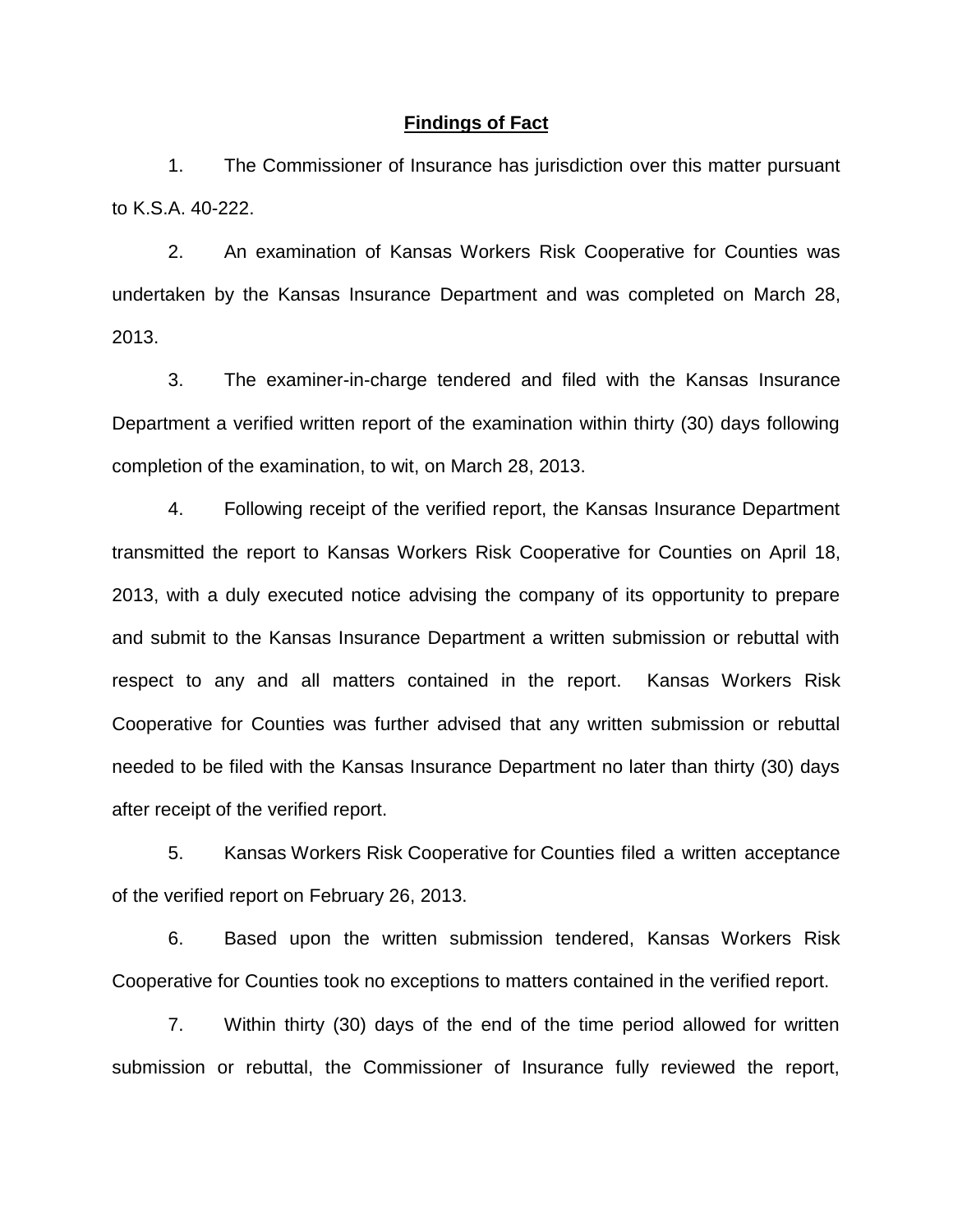## Findings of Fact

1. The Commissioner of Insurance has jurisdiction over this matter pursuant to K.S.A. 40-222.

2. An examination of Kansas Workers Risk Cooperative for Counties was undertaken by the Kansas Insurance Department and was completed on March 28, 2013.

3. The examiner-in-charge tendered and filed with the Kansas Insurance Department a verified written report of the examination within thirty (30) days following completion of the examination, to wit, on March 28, 2013.

4. Following receipt of the verified report, the Kansas Insurance Department transmitted the report to Kansas Workers Risk Cooperative for Counties on April 18, 2013, with a duly executed notice advising the company of its opportunity to prepare and submit to the Kansas Insurance Department a written submission or rebuttal with respect to any and all matters contained in the report. Kansas Workers Risk Cooperative for Counties was further advised that any written submission or rebuttal needed to be filed with the Kansas Insurance Department no later than thirty (30) days after receipt of the verified report.

5. Kansas Workers Risk Cooperative for Counties filed a written acceptance of the verified report on February 26, 2013.

6. Based upon the written submission tendered, Kansas Workers Risk Cooperative for Counties took no exceptions to matters contained in the verified report.

7. Within thirty (30) days of the end of the time period allowed for written submission or rebuttal, the Commissioner of Insurance fully reviewed the report,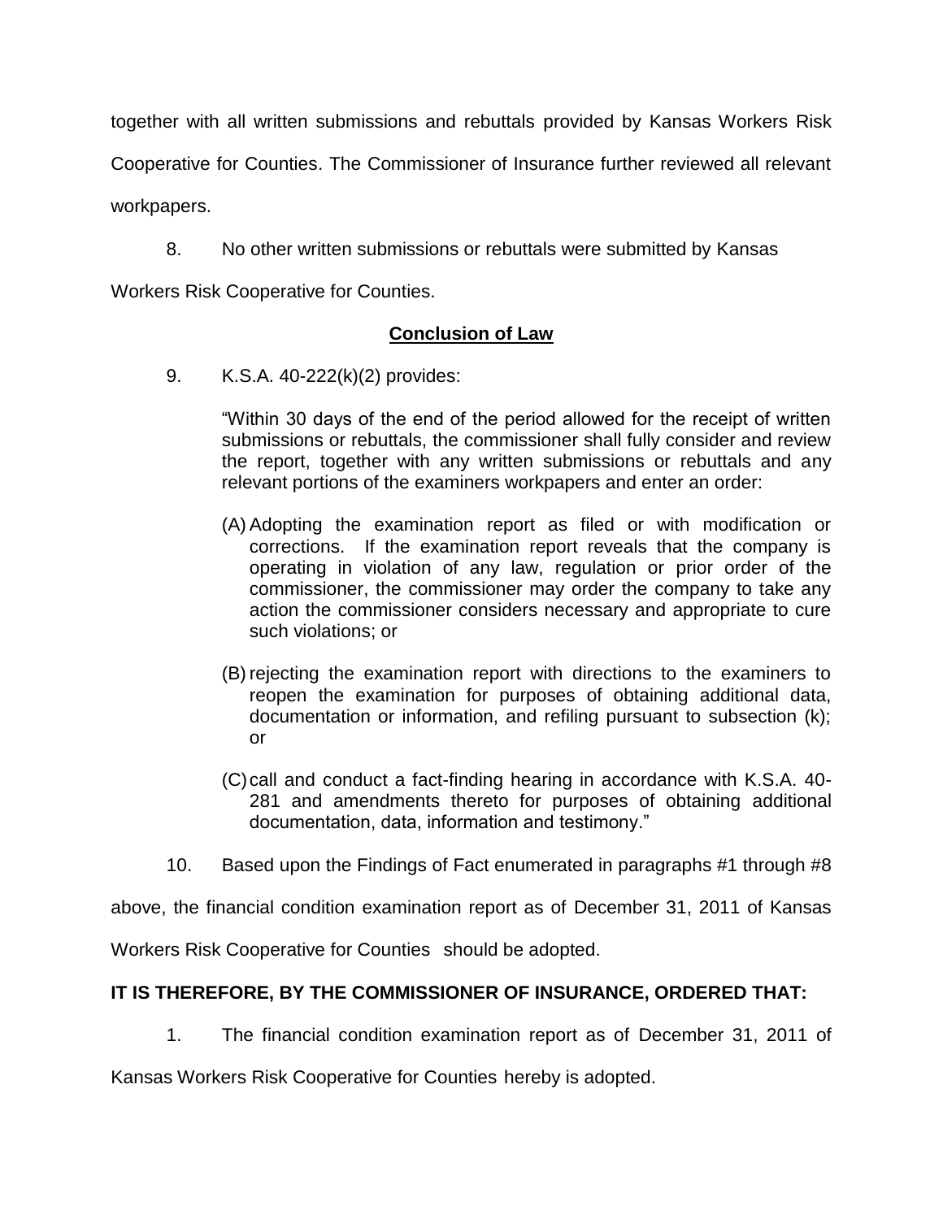together with all written submissions and rebuttals provided by Kansas Workers Risk Cooperative for Counties. The Commissioner of Insurance further reviewed all relevant workpapers.

8. No other written submissions or rebuttals were submitted by Kansas Workers Risk Cooperative for Counties.

## Conclusion of Law

9. K.S.A. 40-222(k)(2) provides:

> "Within 30 days of the end of the period allowed for the receipt of written submissions or rebuttals, the commissioner shall fully consider and review the report, together with any written submissions or rebuttals and any relevant portions of the examiners workpapers and enter an order:
>
> (A) Adopting the examination report as filed or with modification or corrections. If the examination report reveals that the company is operating in violation of any law, regulation or prior order of the commissioner, the commissioner may order the company to take any action the commissioner considers necessary and appropriate to cure such violations; or
>
> (B) rejecting the examination report with directions to the examiners to reopen the examination for purposes of obtaining additional data, documentation or information, and refiling pursuant to subsection (k); or
>
> (C) call and conduct a fact-finding hearing in accordance with K.S.A. 40-281 and amendments thereto for purposes of obtaining additional documentation, data, information and testimony."

10. Based upon the Findings of Fact enumerated in paragraphs #1 through #8 above, the financial condition examination report as of December 31, 2011 of Kansas Workers Risk Cooperative for Counties should be adopted.

**IT IS THEREFORE, BY THE COMMISSIONER OF INSURANCE, ORDERED THAT:**

1. The financial condition examination report as of December 31, 2011 of Kansas Workers Risk Cooperative for Counties hereby is adopted.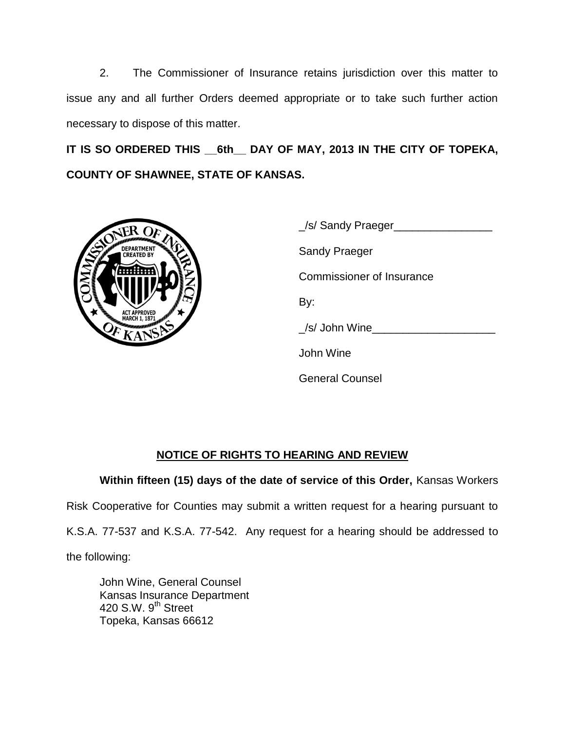2. The Commissioner of Insurance retains jurisdiction over this matter to issue any and all further Orders deemed appropriate or to take such further action necessary to dispose of this matter.

**IT IS SO ORDERED THIS __6th__ DAY OF MAY, 2013 IN THE CITY OF TOPEKA, COUNTY OF SHAWNEE, STATE OF KANSAS.**

_/s/ Sandy Praeger________________

Sandy Praeger

Commissioner of Insurance

By:

_/s/ John Wine____________________

John Wine

General Counsel

## NOTICE OF RIGHTS TO HEARING AND REVIEW

**Within fifteen (15) days of the date of service of this Order,** Kansas Workers Risk Cooperative for Counties may submit a written request for a hearing pursuant to K.S.A. 77-537 and K.S.A. 77-542. Any request for a hearing should be addressed to the following:

John Wine, General Counsel
Kansas Insurance Department
420 S.W. 9th Street
Topeka, Kansas 66612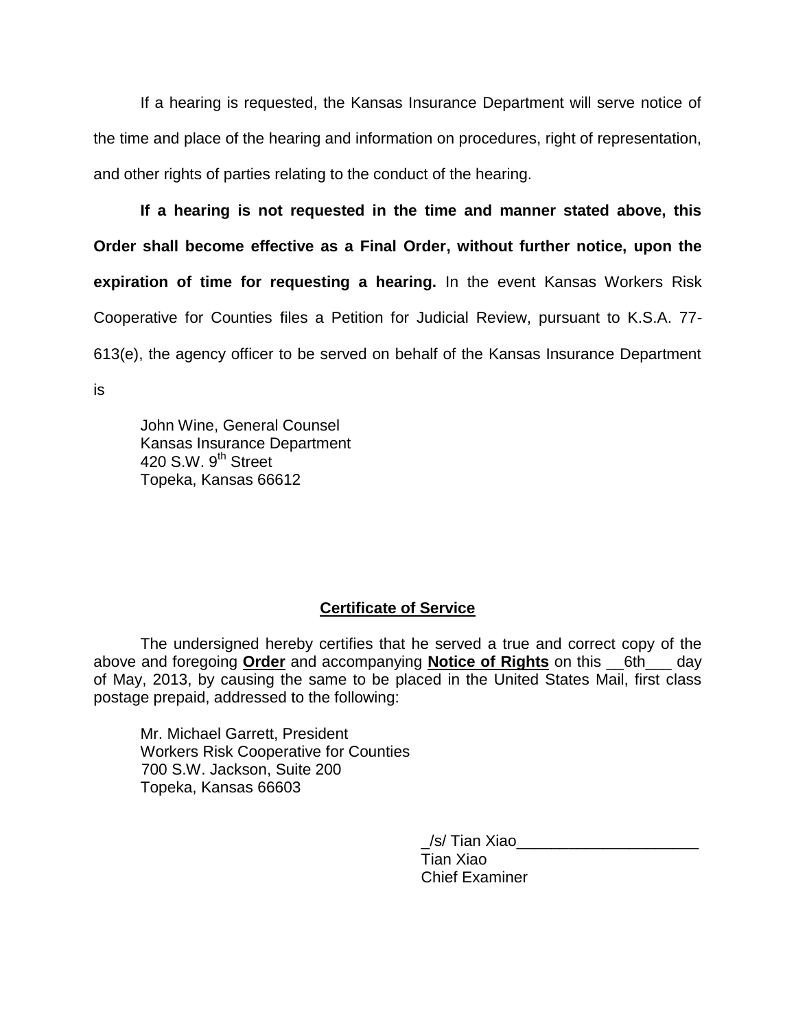If a hearing is requested, the Kansas Insurance Department will serve notice of the time and place of the hearing and information on procedures, right of representation, and other rights of parties relating to the conduct of the hearing.

**If a hearing is not requested in the time and manner stated above, this Order shall become effective as a Final Order, without further notice, upon the expiration of time for requesting a hearing.** In the event Kansas Workers Risk Cooperative for Counties files a Petition for Judicial Review, pursuant to K.S.A. 77-613(e), the agency officer to be served on behalf of the Kansas Insurance Department is

John Wine, General Counsel
Kansas Insurance Department
420 S.W. 9th Street
Topeka, Kansas 66612

## Certificate of Service

The undersigned hereby certifies that he served a true and correct copy of the above and foregoing **Order** and accompanying **Notice of Rights** on this __6th___ day of May, 2013, by causing the same to be placed in the United States Mail, first class postage prepaid, addressed to the following:

Mr. Michael Garrett, President
Workers Risk Cooperative for Counties
700 S.W. Jackson, Suite 200
Topeka, Kansas 66603

_/s/ Tian Xiao_____________________
Tian Xiao
Chief Examiner